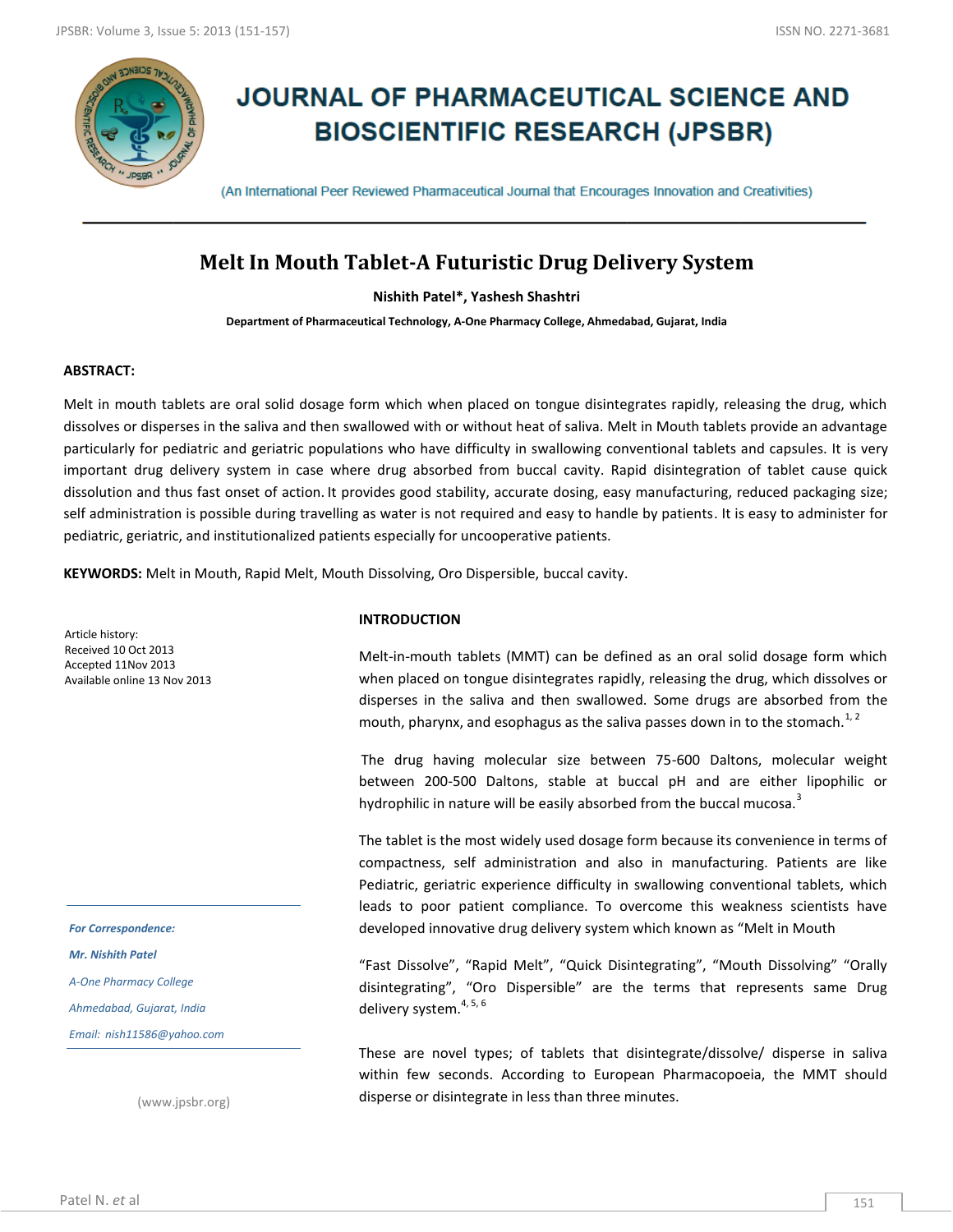# JOURNAL OF PHARMACEUTICAL SCIENCE AND BIOSCIENTIFIC RESEARCH (JPSBR)

(An International Peer Reviewed Pharmaceutical Journal that Encourages Innovation and Creativities)

## Melt In Mouth Tablet-A Futuristic Drug Delivery System

**Nishith Patel\*, Yashesh Shashtri**

**Department of Pharmaceutical Technology, A-One Pharmacy College, Ahmedabad, Gujarat, India**

**ABSTRACT:**

Melt in mouth tablets are oral solid dosage form which when placed on tongue disintegrates rapidly, releasing the drug, which dissolves or disperses in the saliva and then swallowed with or without heat of saliva. Melt in Mouth tablets provide an advantage particularly for pediatric and geriatric populations who have difficulty in swallowing conventional tablets and capsules. It is very important drug delivery system in case where drug absorbed from buccal cavity. Rapid disintegration of tablet cause quick dissolution and thus fast onset of action. It provides good stability, accurate dosing, easy manufacturing, reduced packaging size; self administration is possible during travelling as water is not required and easy to handle by patients. It is easy to administer for pediatric, geriatric, and institutionalized patients especially for uncooperative patients.

**KEYWORDS:** Melt in Mouth, Rapid Melt, Mouth Dissolving, Oro Dispersible, buccal cavity.

Article history:
Received 10 Oct 2013
Accepted 11Nov 2013
Available online 13 Nov 2013

*For Correspondence:*

***Mr. Nishith Patel***

*A-One Pharmacy College*

*Ahmedabad, Gujarat, India*

*Email: nish11586@yahoo.com*

(www.jpsbr.org)

### INTRODUCTION

Melt-in-mouth tablets (MMT) can be defined as an oral solid dosage form which when placed on tongue disintegrates rapidly, releasing the drug, which dissolves or disperses in the saliva and then swallowed. Some drugs are absorbed from the mouth, pharynx, and esophagus as the saliva passes down in to the stomach.[1, 2]

The drug having molecular size between 75-600 Daltons, molecular weight between 200-500 Daltons, stable at buccal pH and are either lipophilic or hydrophilic in nature will be easily absorbed from the buccal mucosa.[3]

The tablet is the most widely used dosage form because its convenience in terms of compactness, self administration and also in manufacturing. Patients are like Pediatric, geriatric experience difficulty in swallowing conventional tablets, which leads to poor patient compliance. To overcome this weakness scientists have developed innovative drug delivery system which known as "Melt in Mouth

"Fast Dissolve", "Rapid Melt", "Quick Disintegrating", "Mouth Dissolving" "Orally disintegrating", "Oro Dispersible" are the terms that represents same Drug delivery system.[4, 5, 6]

These are novel types; of tablets that disintegrate/dissolve/ disperse in saliva within few seconds. According to European Pharmacopoeia, the MMT should disperse or disintegrate in less than three minutes.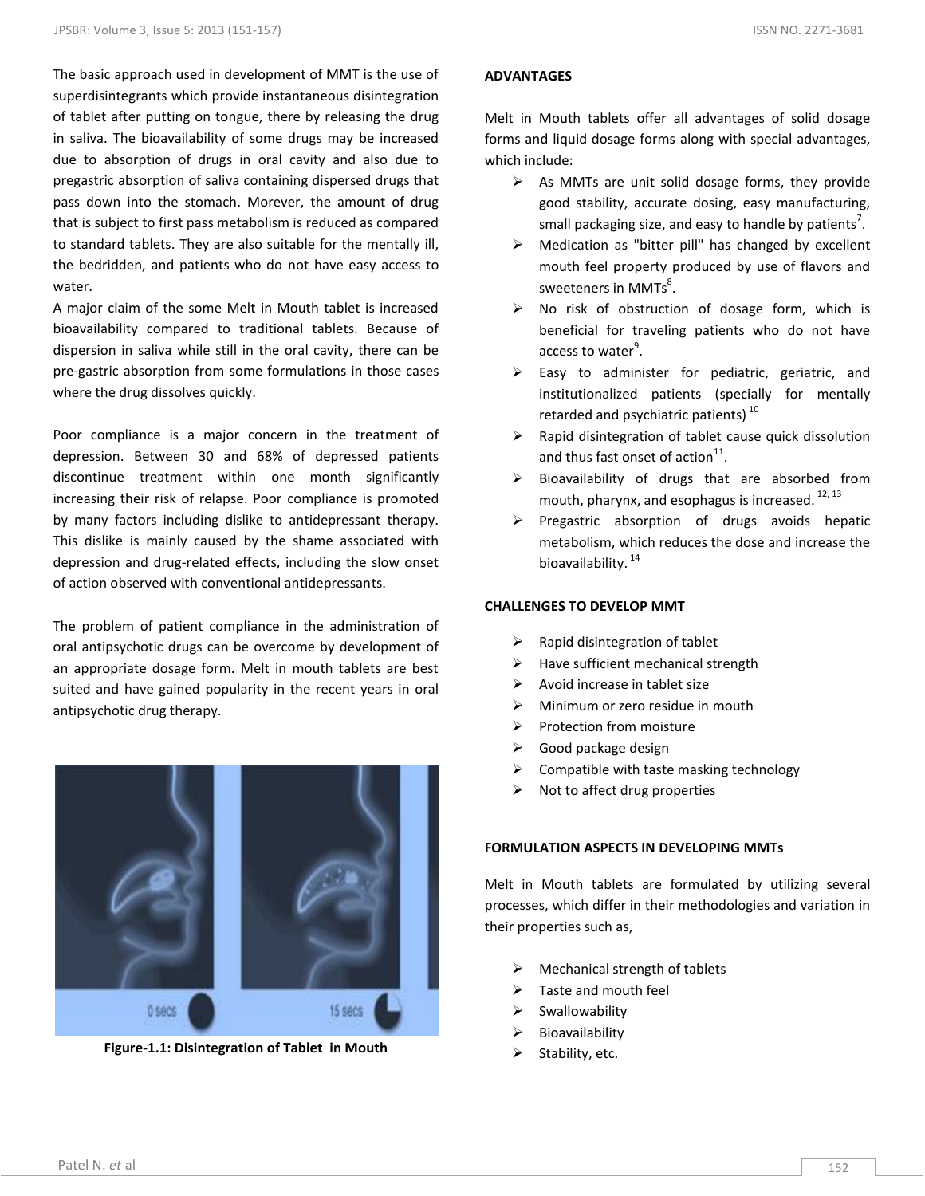The basic approach used in development of MMT is the use of superdisintegrants which provide instantaneous disintegration of tablet after putting on tongue, there by releasing the drug in saliva. The bioavailability of some drugs may be increased due to absorption of drugs in oral cavity and also due to pregastric absorption of saliva containing dispersed drugs that pass down into the stomach. Morever, the amount of drug that is subject to first pass metabolism is reduced as compared to standard tablets. They are also suitable for the mentally ill, the bedridden, and patients who do not have easy access to water.

A major claim of the some Melt in Mouth tablet is increased bioavailability compared to traditional tablets. Because of dispersion in saliva while still in the oral cavity, there can be pre-gastric absorption from some formulations in those cases where the drug dissolves quickly.

Poor compliance is a major concern in the treatment of depression. Between 30 and 68% of depressed patients discontinue treatment within one month significantly increasing their risk of relapse. Poor compliance is promoted by many factors including dislike to antidepressant therapy. This dislike is mainly caused by the shame associated with depression and drug-related effects, including the slow onset of action observed with conventional antidepressants.

The problem of patient compliance in the administration of oral antipsychotic drugs can be overcome by development of an appropriate dosage form. Melt in mouth tablets are best suited and have gained popularity in the recent years in oral antipsychotic drug therapy.

**Figure-1.1: Disintegration of Tablet in Mouth**

**ADVANTAGES**

Melt in Mouth tablets offer all advantages of solid dosage forms and liquid dosage forms along with special advantages, which include:

- As MMTs are unit solid dosage forms, they provide good stability, accurate dosing, easy manufacturing, small packaging size, and easy to handle by patients[7].
- Medication as "bitter pill" has changed by excellent mouth feel property produced by use of flavors and sweeteners in MMTs[8].
- No risk of obstruction of dosage form, which is beneficial for traveling patients who do not have access to water[9].
- Easy to administer for pediatric, geriatric, and institutionalized patients (specially for mentally retarded and psychiatric patients) [10]
- Rapid disintegration of tablet cause quick dissolution and thus fast onset of action[11].
- Bioavailability of drugs that are absorbed from mouth, pharynx, and esophagus is increased. [12, 13]
- Pregastric absorption of drugs avoids hepatic metabolism, which reduces the dose and increase the bioavailability. [14]

**CHALLENGES TO DEVELOP MMT**

- Rapid disintegration of tablet
- Have sufficient mechanical strength
- Avoid increase in tablet size
- Minimum or zero residue in mouth
- Protection from moisture
- Good package design
- Compatible with taste masking technology
- Not to affect drug properties

**FORMULATION ASPECTS IN DEVELOPING MMTs**

Melt in Mouth tablets are formulated by utilizing several processes, which differ in their methodologies and variation in their properties such as,

- Mechanical strength of tablets
- Taste and mouth feel
- Swallowability
- Bioavailability
- Stability, etc.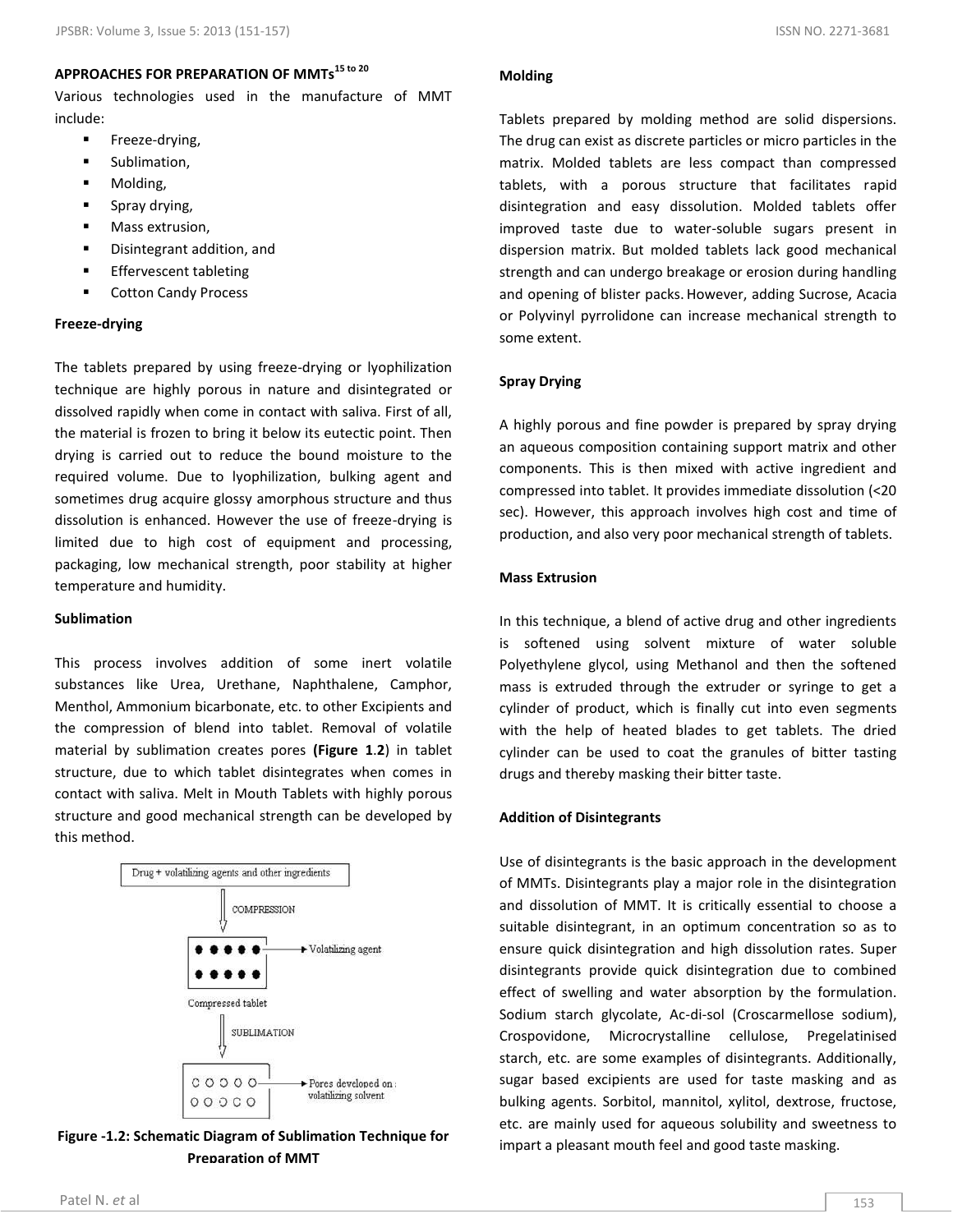## APPROACHES FOR PREPARATION OF MMTs[15 to 20]

Various technologies used in the manufacture of MMT include:

- Freeze-drying,
- Sublimation,
- Molding,
- Spray drying,
- Mass extrusion,
- Disintegrant addition, and
- Effervescent tableting
- Cotton Candy Process

### Freeze-drying

The tablets prepared by using freeze-drying or lyophilization technique are highly porous in nature and disintegrated or dissolved rapidly when come in contact with saliva. First of all, the material is frozen to bring it below its eutectic point. Then drying is carried out to reduce the bound moisture to the required volume. Due to lyophilization, bulking agent and sometimes drug acquire glossy amorphous structure and thus dissolution is enhanced. However the use of freeze-drying is limited due to high cost of equipment and processing, packaging, low mechanical strength, poor stability at higher temperature and humidity.

### Sublimation

This process involves addition of some inert volatile substances like Urea, Urethane, Naphthalene, Camphor, Menthol, Ammonium bicarbonate, etc. to other Excipients and the compression of blend into tablet. Removal of volatile material by sublimation creates pores **(Figure 1.2)** in tablet structure, due to which tablet disintegrates when comes in contact with saliva. Melt in Mouth Tablets with highly porous structure and good mechanical strength can be developed by this method.

**Figure -1.2: Schematic Diagram of Sublimation Technique for Preparation of MMT**

### Molding

Tablets prepared by molding method are solid dispersions. The drug can exist as discrete particles or micro particles in the matrix. Molded tablets are less compact than compressed tablets, with a porous structure that facilitates rapid disintegration and easy dissolution. Molded tablets offer improved taste due to water-soluble sugars present in dispersion matrix. But molded tablets lack good mechanical strength and can undergo breakage or erosion during handling and opening of blister packs. However, adding Sucrose, Acacia or Polyvinyl pyrrolidone can increase mechanical strength to some extent.

### Spray Drying

A highly porous and fine powder is prepared by spray drying an aqueous composition containing support matrix and other components. This is then mixed with active ingredient and compressed into tablet. It provides immediate dissolution (<20 sec). However, this approach involves high cost and time of production, and also very poor mechanical strength of tablets.

### Mass Extrusion

In this technique, a blend of active drug and other ingredients is softened using solvent mixture of water soluble Polyethylene glycol, using Methanol and then the softened mass is extruded through the extruder or syringe to get a cylinder of product, which is finally cut into even segments with the help of heated blades to get tablets. The dried cylinder can be used to coat the granules of bitter tasting drugs and thereby masking their bitter taste.

### Addition of Disintegrants

Use of disintegrants is the basic approach in the development of MMTs. Disintegrants play a major role in the disintegration and dissolution of MMT. It is critically essential to choose a suitable disintegrant, in an optimum concentration so as to ensure quick disintegration and high dissolution rates. Super disintegrants provide quick disintegration due to combined effect of swelling and water absorption by the formulation. Sodium starch glycolate, Ac-di-sol (Croscarmellose sodium), Crospovidone, Microcrystalline cellulose, Pregelatinised starch, etc. are some examples of disintegrants. Additionally, sugar based excipients are used for taste masking and as bulking agents. Sorbitol, mannitol, xylitol, dextrose, fructose, etc. are mainly used for aqueous solubility and sweetness to impart a pleasant mouth feel and good taste masking.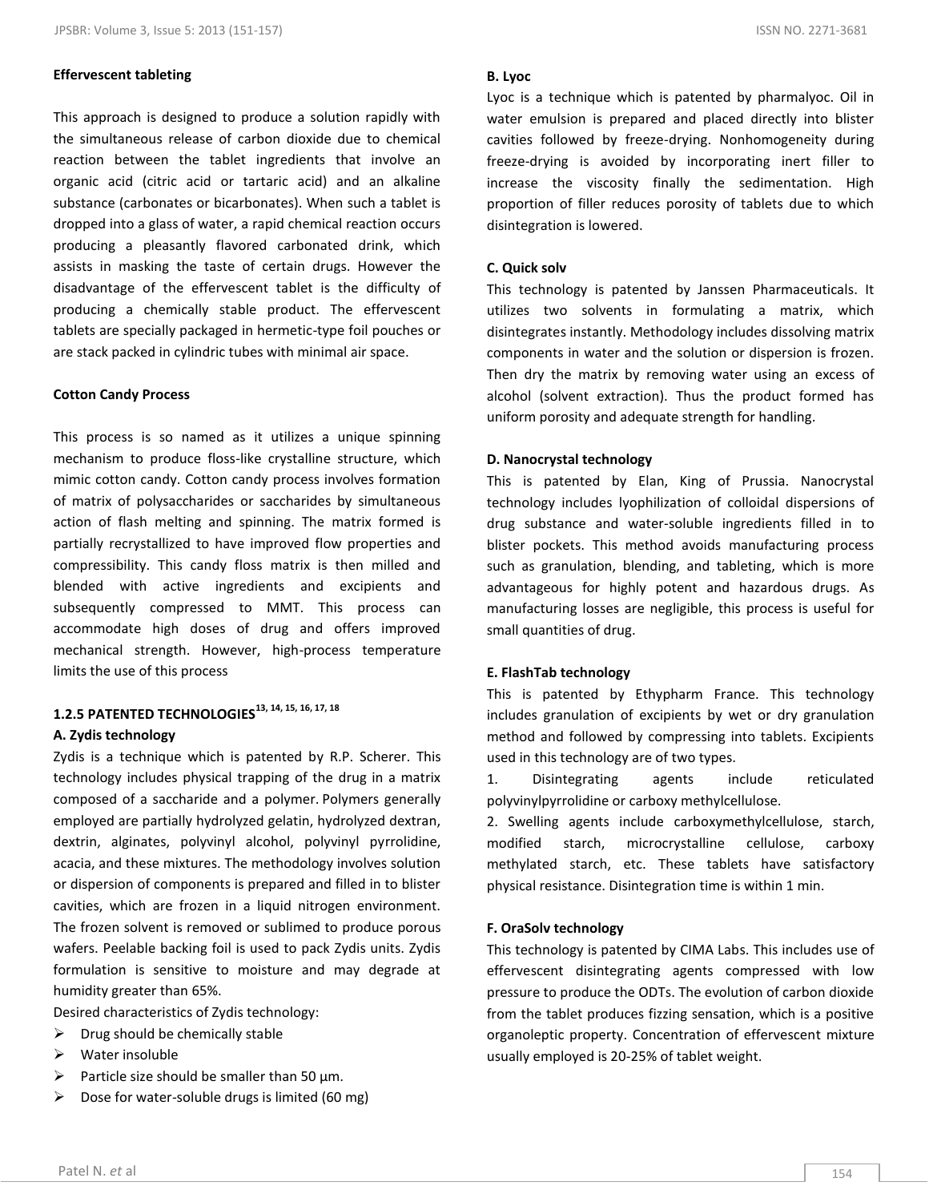**Effervescent tableting**

This approach is designed to produce a solution rapidly with the simultaneous release of carbon dioxide due to chemical reaction between the tablet ingredients that involve an organic acid (citric acid or tartaric acid) and an alkaline substance (carbonates or bicarbonates). When such a tablet is dropped into a glass of water, a rapid chemical reaction occurs producing a pleasantly flavored carbonated drink, which assists in masking the taste of certain drugs. However the disadvantage of the effervescent tablet is the difficulty of producing a chemically stable product. The effervescent tablets are specially packaged in hermetic-type foil pouches or are stack packed in cylindric tubes with minimal air space.

**Cotton Candy Process**

This process is so named as it utilizes a unique spinning mechanism to produce floss-like crystalline structure, which mimic cotton candy. Cotton candy process involves formation of matrix of polysaccharides or saccharides by simultaneous action of flash melting and spinning. The matrix formed is partially recrystallized to have improved flow properties and compressibility. This candy floss matrix is then milled and blended with active ingredients and excipients and subsequently compressed to MMT. This process can accommodate high doses of drug and offers improved mechanical strength. However, high-process temperature limits the use of this process

### 1.2.5 PATENTED TECHNOLOGIES[13, 14, 15, 16, 17, 18]

**A. Zydis technology**

Zydis is a technique which is patented by R.P. Scherer. This technology includes physical trapping of the drug in a matrix composed of a saccharide and a polymer. Polymers generally employed are partially hydrolyzed gelatin, hydrolyzed dextran, dextrin, alginates, polyvinyl alcohol, polyvinyl pyrrolidine, acacia, and these mixtures. The methodology involves solution or dispersion of components is prepared and filled in to blister cavities, which are frozen in a liquid nitrogen environment. The frozen solvent is removed or sublimed to produce porous wafers. Peelable backing foil is used to pack Zydis units. Zydis formulation is sensitive to moisture and may degrade at humidity greater than 65%.

Desired characteristics of Zydis technology:

- Drug should be chemically stable
- Water insoluble
- Particle size should be smaller than 50 µm.
- Dose for water-soluble drugs is limited (60 mg)

**B. Lyoc**

Lyoc is a technique which is patented by pharmalyoc. Oil in water emulsion is prepared and placed directly into blister cavities followed by freeze-drying. Nonhomogeneity during freeze-drying is avoided by incorporating inert filler to increase the viscosity finally the sedimentation. High proportion of filler reduces porosity of tablets due to which disintegration is lowered.

**C. Quick solv**

This technology is patented by Janssen Pharmaceuticals. It utilizes two solvents in formulating a matrix, which disintegrates instantly. Methodology includes dissolving matrix components in water and the solution or dispersion is frozen. Then dry the matrix by removing water using an excess of alcohol (solvent extraction). Thus the product formed has uniform porosity and adequate strength for handling.

**D. Nanocrystal technology**

This is patented by Elan, King of Prussia. Nanocrystal technology includes lyophilization of colloidal dispersions of drug substance and water-soluble ingredients filled in to blister pockets. This method avoids manufacturing process such as granulation, blending, and tableting, which is more advantageous for highly potent and hazardous drugs. As manufacturing losses are negligible, this process is useful for small quantities of drug.

**E. FlashTab technology**

This is patented by Ethypharm France. This technology includes granulation of excipients by wet or dry granulation method and followed by compressing into tablets. Excipients used in this technology are of two types.

1. Disintegrating agents include reticulated polyvinylpyrrolidine or carboxy methylcellulose.
2. Swelling agents include carboxymethylcellulose, starch, modified starch, microcrystalline cellulose, carboxy methylated starch, etc. These tablets have satisfactory physical resistance. Disintegration time is within 1 min.

**F. OraSolv technology**

This technology is patented by CIMA Labs. This includes use of effervescent disintegrating agents compressed with low pressure to produce the ODTs. The evolution of carbon dioxide from the tablet produces fizzing sensation, which is a positive organoleptic property. Concentration of effervescent mixture usually employed is 20-25% of tablet weight.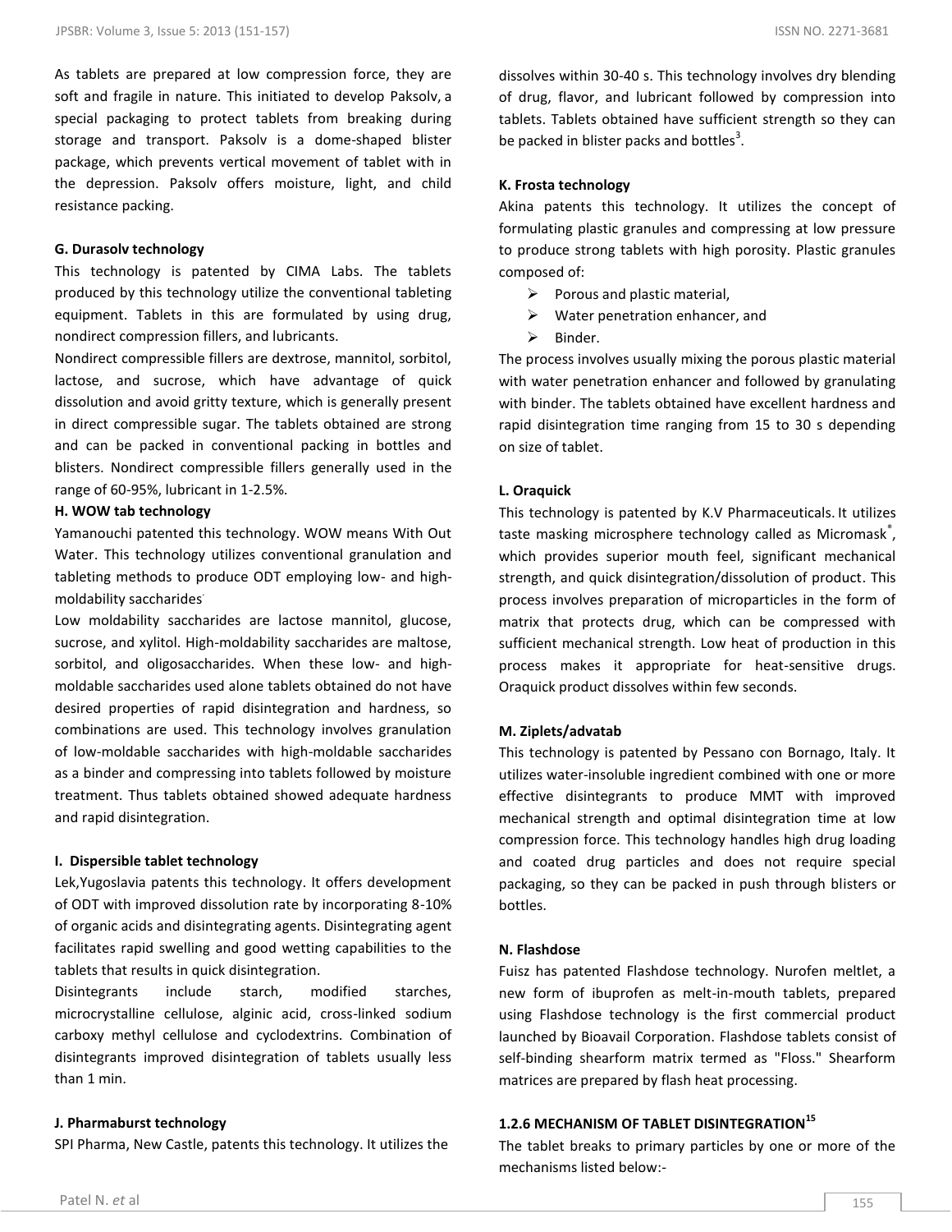As tablets are prepared at low compression force, they are soft and fragile in nature. This initiated to develop Paksolv, a special packaging to protect tablets from breaking during storage and transport. Paksolv is a dome-shaped blister package, which prevents vertical movement of tablet with in the depression. Paksolv offers moisture, light, and child resistance packing.

#### G. Durasolv technology

This technology is patented by CIMA Labs. The tablets produced by this technology utilize the conventional tableting equipment. Tablets in this are formulated by using drug, nondirect compression fillers, and lubricants.

Nondirect compressible fillers are dextrose, mannitol, sorbitol, lactose, and sucrose, which have advantage of quick dissolution and avoid gritty texture, which is generally present in direct compressible sugar. The tablets obtained are strong and can be packed in conventional packing in bottles and blisters. Nondirect compressible fillers generally used in the range of 60-95%, lubricant in 1-2.5%.

#### H. WOW tab technology

Yamanouchi patented this technology. WOW means With Out Water. This technology utilizes conventional granulation and tableting methods to produce ODT employing low- and high-moldability saccharides.

Low moldability saccharides are lactose mannitol, glucose, sucrose, and xylitol. High-moldability saccharides are maltose, sorbitol, and oligosaccharides. When these low- and high-moldable saccharides used alone tablets obtained do not have desired properties of rapid disintegration and hardness, so combinations are used. This technology involves granulation of low-moldable saccharides with high-moldable saccharides as a binder and compressing into tablets followed by moisture treatment. Thus tablets obtained showed adequate hardness and rapid disintegration.

#### I. Dispersible tablet technology

Lek,Yugoslavia patents this technology. It offers development of ODT with improved dissolution rate by incorporating 8-10% of organic acids and disintegrating agents. Disintegrating agent facilitates rapid swelling and good wetting capabilities to the tablets that results in quick disintegration.

Disintegrants include starch, modified starches, microcrystalline cellulose, alginic acid, cross-linked sodium carboxy methyl cellulose and cyclodextrins. Combination of disintegrants improved disintegration of tablets usually less than 1 min.

#### J. Pharmaburst technology

SPI Pharma, New Castle, patents this technology. It utilizes the dissolves within 30-40 s. This technology involves dry blending of drug, flavor, and lubricant followed by compression into tablets. Tablets obtained have sufficient strength so they can be packed in blister packs and bottles[3].

#### K. Frosta technology

Akina patents this technology. It utilizes the concept of formulating plastic granules and compressing at low pressure to produce strong tablets with high porosity. Plastic granules composed of:

- Porous and plastic material,
- Water penetration enhancer, and
- Binder.

The process involves usually mixing the porous plastic material with water penetration enhancer and followed by granulating with binder. The tablets obtained have excellent hardness and rapid disintegration time ranging from 15 to 30 s depending on size of tablet.

#### L. Oraquick

This technology is patented by K.V Pharmaceuticals. It utilizes taste masking microsphere technology called as Micromask®, which provides superior mouth feel, significant mechanical strength, and quick disintegration/dissolution of product. This process involves preparation of microparticles in the form of matrix that protects drug, which can be compressed with sufficient mechanical strength. Low heat of production in this process makes it appropriate for heat-sensitive drugs. Oraquick product dissolves within few seconds.

#### M. Ziplets/advatab

This technology is patented by Pessano con Bornago, Italy. It utilizes water-insoluble ingredient combined with one or more effective disintegrants to produce MMT with improved mechanical strength and optimal disintegration time at low compression force. This technology handles high drug loading and coated drug particles and does not require special packaging, so they can be packed in push through blisters or bottles.

#### N. Flashdose

Fuisz has patented Flashdose technology. Nurofen meltlet, a new form of ibuprofen as melt-in-mouth tablets, prepared using Flashdose technology is the first commercial product launched by Bioavail Corporation. Flashdose tablets consist of self-binding shearform matrix termed as "Floss." Shearform matrices are prepared by flash heat processing.

### 1.2.6 MECHANISM OF TABLET DISINTEGRATION[15]

The tablet breaks to primary particles by one or more of the mechanisms listed below:-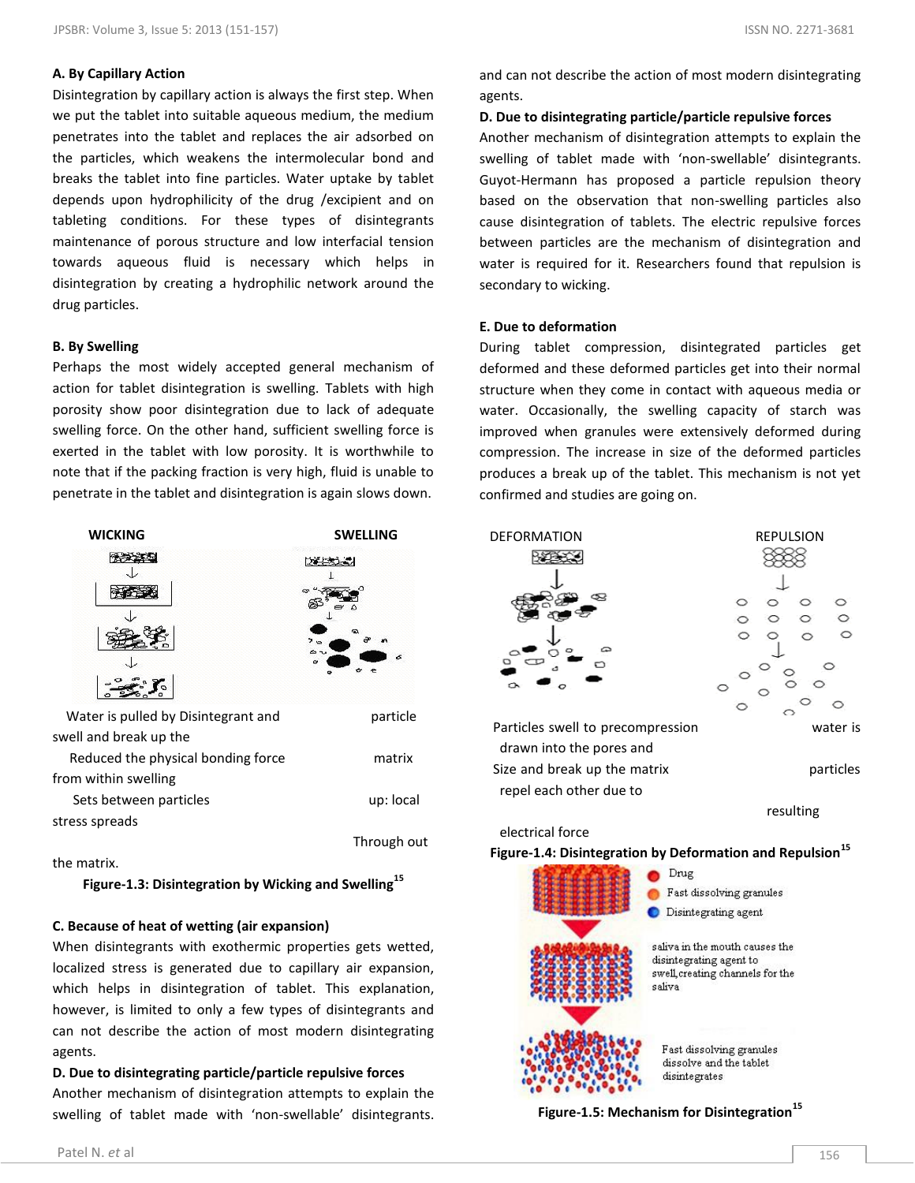**A. By Capillary Action**

Disintegration by capillary action is always the first step. When we put the tablet into suitable aqueous medium, the medium penetrates into the tablet and replaces the air adsorbed on the particles, which weakens the intermolecular bond and breaks the tablet into fine particles. Water uptake by tablet depends upon hydrophilicity of the drug /excipient and on tableting conditions. For these types of disintegrants maintenance of porous structure and low interfacial tension towards aqueous fluid is necessary which helps in disintegration by creating a hydrophilic network around the drug particles.

**B. By Swelling**

Perhaps the most widely accepted general mechanism of action for tablet disintegration is swelling. Tablets with high porosity show poor disintegration due to lack of adequate swelling force. On the other hand, sufficient swelling force is exerted in the tablet with low porosity. It is worthwhile to note that if the packing fraction is very high, fluid is unable to penetrate in the tablet and disintegration is again slows down.

WICKING SWELLING

Water is pulled by Disintegrant and swell and break up the particle

Reduced the physical bonding force from within swelling matrix

Sets between particles up: local stress spreads

Through out the matrix.

**Figure-1.3: Disintegration by Wicking and Swelling[15]**

**C. Because of heat of wetting (air expansion)**

When disintegrants with exothermic properties gets wetted, localized stress is generated due to capillary air expansion, which helps in disintegration of tablet. This explanation, however, is limited to only a few types of disintegrants and can not describe the action of most modern disintegrating agents.

**D. Due to disintegrating particle/particle repulsive forces**

Another mechanism of disintegration attempts to explain the swelling of tablet made with 'non-swellable' disintegrants. Guyot-Hermann has proposed a particle repulsion theory based on the observation that non-swelling particles also cause disintegration of tablets. The electric repulsive forces between particles are the mechanism of disintegration and water is required for it. Researchers found that repulsion is secondary to wicking.

**E. Due to deformation**

During tablet compression, disintegrated particles get deformed and these deformed particles get into their normal structure when they come in contact with aqueous media or water. Occasionally, the swelling capacity of starch was improved when granules were extensively deformed during compression. The increase in size of the deformed particles produces a break up of the tablet. This mechanism is not yet confirmed and studies are going on.

DEFORMATION REPULSION

Particles swell to precompression Size and break up the matrix

water is drawn into the pores and particles repel each other due to resulting electrical force

**Figure-1.4: Disintegration by Deformation and Repulsion[15]**

Drug

Fast dissolving granules

Disintegrating agent

saliva in the mouth causes the disintegrating agent to swell, creating channels for the saliva

Fast dissolving granules dissolve and the tablet disintegrates

**Figure-1.5: Mechanism for Disintegration[15]**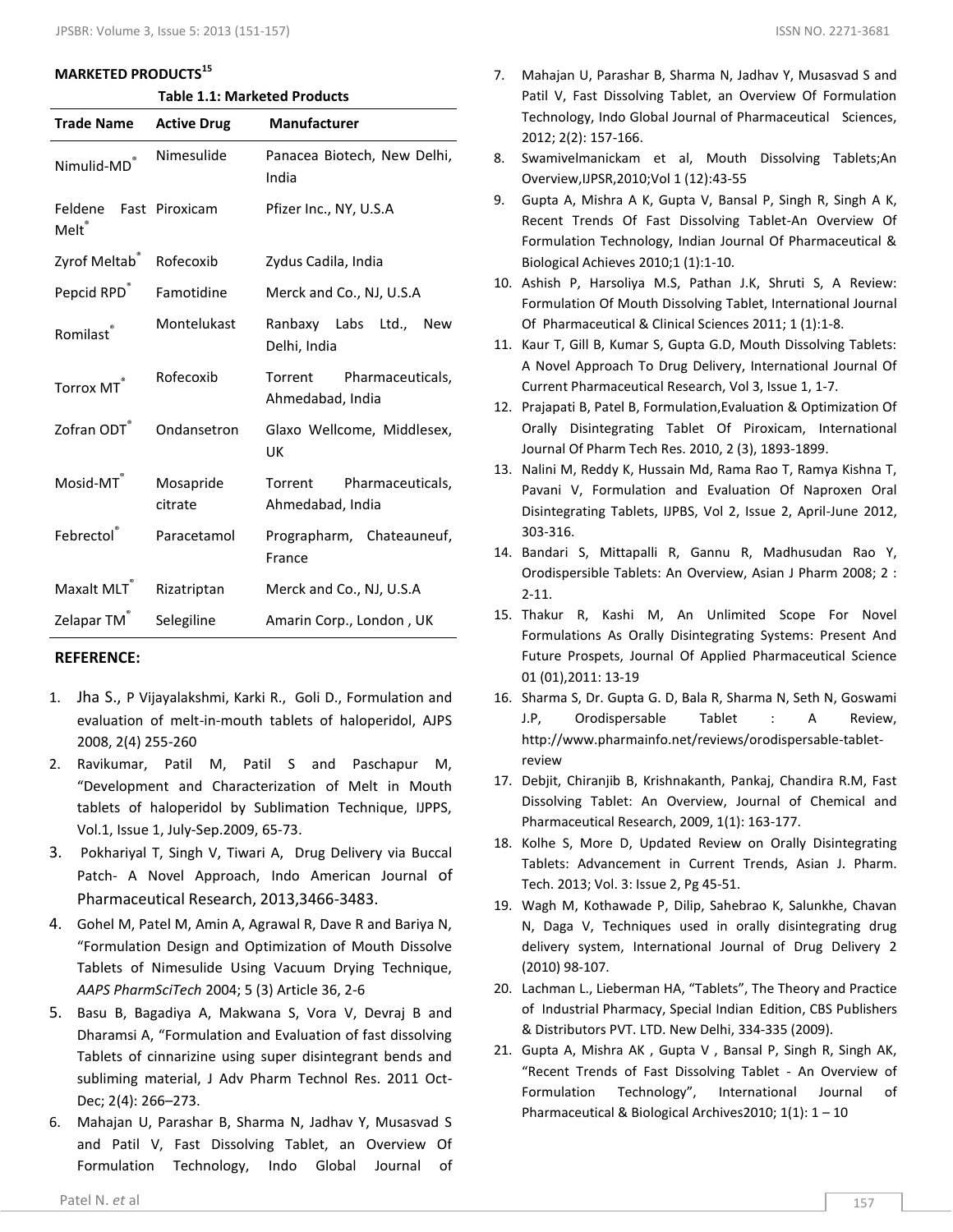## MARKETED PRODUCTS[15]

**Table 1.1: Marketed Products**

| Trade Name | Active Drug | Manufacturer |
|---|---|---|
| Nimulid-MD® | Nimesulide | Panacea Biotech, New Delhi, India |
| Feldene Fast Melt® | Piroxicam | Pfizer Inc., NY, U.S.A |
| Zyrof Meltab® | Rofecoxib | Zydus Cadila, India |
| Pepcid RPD® | Famotidine | Merck and Co., NJ, U.S.A |
| Romilast® | Montelukast | Ranbaxy Labs Ltd., New Delhi, India |
| Torrox MT® | Rofecoxib | Torrent Pharmaceuticals, Ahmedabad, India |
| Zofran ODT® | Ondansetron | Glaxo Wellcome, Middlesex, UK |
| Mosid-MT® | Mosapride citrate | Torrent Pharmaceuticals, Ahmedabad, India |
| Febrectol® | Paracetamol | Prographarm, Chateauneuf, France |
| Maxalt MLT® | Rizatriptan | Merck and Co., NJ, U.S.A |
| Zelapar TM® | Selegiline | Amarin Corp., London , UK |

## REFERENCE:

1. Jha S., P Vijayalakshmi, Karki R., Goli D., Formulation and evaluation of melt-in-mouth tablets of haloperidol, AJPS 2008, 2(4) 255-260
2. Ravikumar, Patil M, Patil S and Paschapur M, "Development and Characterization of Melt in Mouth tablets of haloperidol by Sublimation Technique, IJPPS, Vol.1, Issue 1, July-Sep.2009, 65-73.
3. Pokhariyal T, Singh V, Tiwari A, Drug Delivery via Buccal Patch- A Novel Approach, Indo American Journal of Pharmaceutical Research, 2013,3466-3483.
4. Gohel M, Patel M, Amin A, Agrawal R, Dave R and Bariya N, "Formulation Design and Optimization of Mouth Dissolve Tablets of Nimesulide Using Vacuum Drying Technique, *AAPS PharmSciTech* 2004; 5 (3) Article 36, 2-6
5. Basu B, Bagadiya A, Makwana S, Vora V, Devraj B and Dharamsi A, "Formulation and Evaluation of fast dissolving Tablets of cinnarizine using super disintegrant bends and subliming material, J Adv Pharm Technol Res. 2011 Oct-Dec; 2(4): 266–273.
6. Mahajan U, Parashar B, Sharma N, Jadhav Y, Musasvad S and Patil V, Fast Dissolving Tablet, an Overview Of Formulation Technology, Indo Global Journal of
7. Mahajan U, Parashar B, Sharma N, Jadhav Y, Musasvad S and Patil V, Fast Dissolving Tablet, an Overview Of Formulation Technology, Indo Global Journal of Pharmaceutical Sciences, 2012; 2(2): 157-166.
8. Swamivelmanickam et al, Mouth Dissolving Tablets;An Overview,IJPSR,2010;Vol 1 (12):43-55
9. Gupta A, Mishra A K, Gupta V, Bansal P, Singh R, Singh A K, Recent Trends Of Fast Dissolving Tablet-An Overview Of Formulation Technology, Indian Journal Of Pharmaceutical & Biological Achieves 2010;1 (1):1-10.
10. Ashish P, Harsoliya M.S, Pathan J.K, Shruti S, A Review: Formulation Of Mouth Dissolving Tablet, International Journal Of Pharmaceutical & Clinical Sciences 2011; 1 (1):1-8.
11. Kaur T, Gill B, Kumar S, Gupta G.D, Mouth Dissolving Tablets: A Novel Approach To Drug Delivery, International Journal Of Current Pharmaceutical Research, Vol 3, Issue 1, 1-7.
12. Prajapati B, Patel B, Formulation,Evaluation & Optimization Of Orally Disintegrating Tablet Of Piroxicam, International Journal Of Pharm Tech Res. 2010, 2 (3), 1893-1899.
13. Nalini M, Reddy K, Hussain Md, Rama Rao T, Ramya Kishna T, Pavani V, Formulation and Evaluation Of Naproxen Oral Disintegrating Tablets, IJPBS, Vol 2, Issue 2, April-June 2012, 303-316.
14. Bandari S, Mittapalli R, Gannu R, Madhusudan Rao Y, Orodispersible Tablets: An Overview, Asian J Pharm 2008; 2 : 2-11.
15. Thakur R, Kashi M, An Unlimited Scope For Novel Formulations As Orally Disintegrating Systems: Present And Future Prospets, Journal Of Applied Pharmaceutical Science 01 (01),2011: 13-19
16. Sharma S, Dr. Gupta G. D, Bala R, Sharma N, Seth N, Goswami J.P, Orodispersable Tablet : A Review, http://www.pharmainfo.net/reviews/orodispersable-tablet-review
17. Debjit, Chiranjib B, Krishnakanth, Pankaj, Chandira R.M, Fast Dissolving Tablet: An Overview, Journal of Chemical and Pharmaceutical Research, 2009, 1(1): 163-177.
18. Kolhe S, More D, Updated Review on Orally Disintegrating Tablets: Advancement in Current Trends, Asian J. Pharm. Tech. 2013; Vol. 3: Issue 2, Pg 45-51.
19. Wagh M, Kothawade P, Dilip, Sahebrao K, Salunkhe, Chavan N, Daga V, Techniques used in orally disintegrating drug delivery system, International Journal of Drug Delivery 2 (2010) 98-107.
20. Lachman L., Lieberman HA, "Tablets", The Theory and Practice of Industrial Pharmacy, Special Indian Edition, CBS Publishers & Distributors PVT. LTD. New Delhi, 334-335 (2009).
21. Gupta A, Mishra AK , Gupta V , Bansal P, Singh R, Singh AK, "Recent Trends of Fast Dissolving Tablet - An Overview of Formulation Technology", International Journal of Pharmaceutical & Biological Archives2010; 1(1): 1 – 10